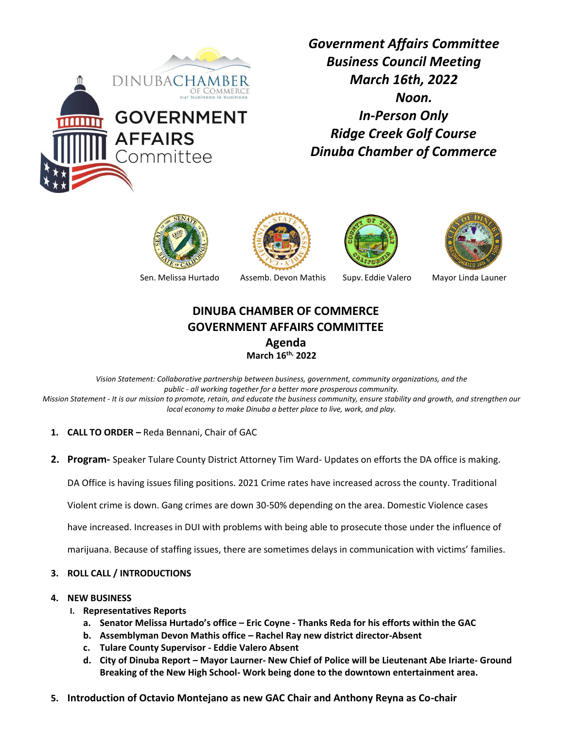DINUBA CHAMBER OF COMMERCE
our business is business

GOVERNMENT AFFAIRS Committee

***Government Affairs Committee***
***Business Council Meeting***
***March 16th, 2022***
***Noon.***
***In-Person Only***
***Ridge Creek Golf Course***
***Dinuba Chamber of Commerce***

Sen. Melissa Hurtado | Assemb. Devon Mathis | Supv. Eddie Valero | Mayor Linda Launer

## DINUBA CHAMBER OF COMMERCE
## GOVERNMENT AFFAIRS COMMITTEE
## Agenda
**March 16th, 2022**

*Vision Statement: Collaborative partnership between business, government, community organizations, and the public - all working together for a better more prosperous community.*
*Mission Statement - It is our mission to promote, retain, and educate the business community, ensure stability and growth, and strengthen our local economy to make Dinuba a better place to live, work, and play.*

1. **CALL TO ORDER –** Reda Bennani, Chair of GAC
2. **Program-** Speaker Tulare County District Attorney Tim Ward- Updates on efforts the DA office is making.

   DA Office is having issues filing positions. 2021 Crime rates have increased across the county. Traditional Violent crime is down. Gang crimes are down 30-50% depending on the area. Domestic Violence cases have increased. Increases in DUI with problems with being able to prosecute those under the influence of marijuana. Because of staffing issues, there are sometimes delays in communication with victims' families.

3. **ROLL CALL / INTRODUCTIONS**
4. **NEW BUSINESS**
   - I. **Representatives Reports**
     - a. **Senator Melissa Hurtado's office – Eric Coyne - Thanks Reda for his efforts within the GAC**
     - b. **Assemblyman Devon Mathis office – Rachel Ray new district director-Absent**
     - c. **Tulare County Supervisor - Eddie Valero Absent**
     - d. **City of Dinuba Report – Mayor Laurner- New Chief of Police will be Lieutenant Abe Iriarte- Ground Breaking of the New High School- Work being done to the downtown entertainment area.**
5. **Introduction of Octavio Montejano as new GAC Chair and Anthony Reyna as Co-chair**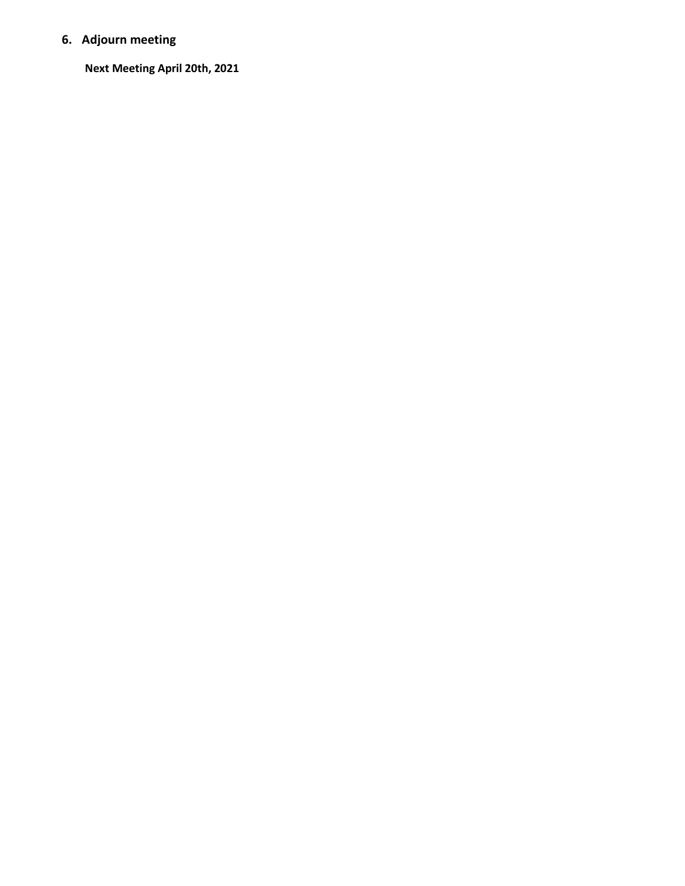6. **Adjourn meeting**

**Next Meeting April 20th, 2021**